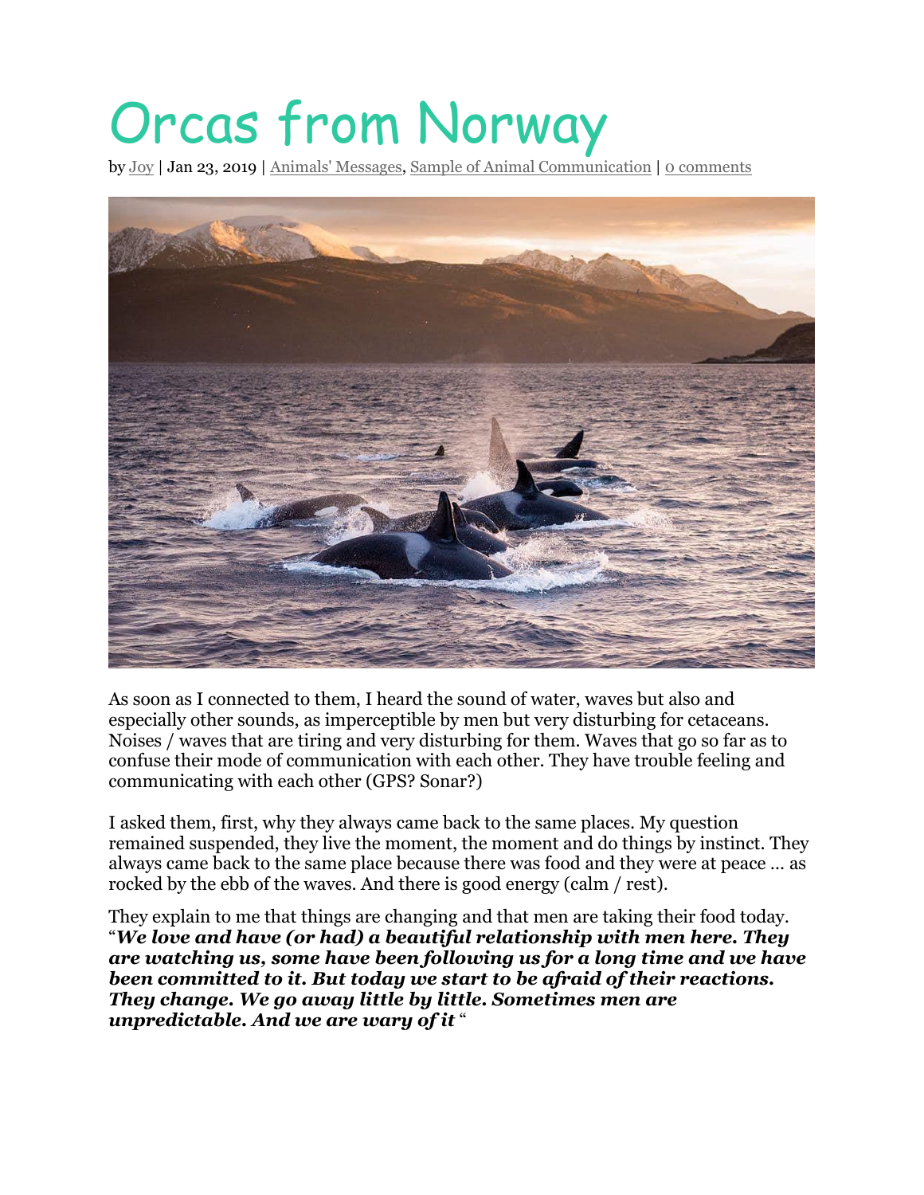# Orcas from Norway

by Joy | Jan 23, 2019 | Animals' Messages, Sample of Animal Communication | 0 comments

As soon as I connected to them, I heard the sound of water, waves but also and especially other sounds, as imperceptible by men but very disturbing for cetaceans. Noises / waves that are tiring and very disturbing for them. Waves that go so far as to confuse their mode of communication with each other. They have trouble feeling and communicating with each other (GPS? Sonar?)

I asked them, first, why they always came back to the same places. My question remained suspended, they live the moment, the moment and do things by instinct. They always came back to the same place because there was food and they were at peace … as rocked by the ebb of the waves. And there is good energy (calm / rest).

They explain to me that things are changing and that men are taking their food today. "***We love and have (or had) a beautiful relationship with men here. They are watching us, some have been following us for a long time and we have been committed to it. But today we start to be afraid of their reactions. They change. We go away little by little. Sometimes men are unpredictable. And we are wary of it*** "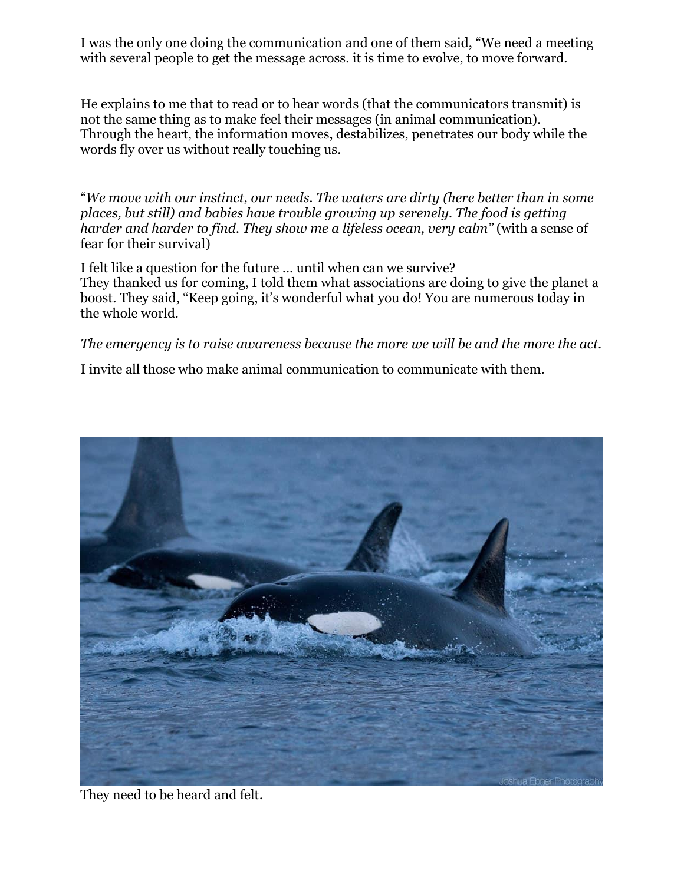I was the only one doing the communication and one of them said, "We need a meeting with several people to get the message across. it is time to evolve, to move forward.

He explains to me that to read or to hear words (that the communicators transmit) is not the same thing as to make feel their messages (in animal communication). Through the heart, the information moves, destabilizes, penetrates our body while the words fly over us without really touching us.

"*We move with our instinct, our needs. The waters are dirty (here better than in some places, but still) and babies have trouble growing up serenely. The food is getting harder and harder to find. They show me a lifeless ocean, very calm"* (with a sense of fear for their survival)

I felt like a question for the future … until when can we survive?
They thanked us for coming, I told them what associations are doing to give the planet a boost. They said, "Keep going, it's wonderful what you do! You are numerous today in the whole world.

*The emergency is to raise awareness because the more we will be and the more the act.*

I invite all those who make animal communication to communicate with them.

They need to be heard and felt.